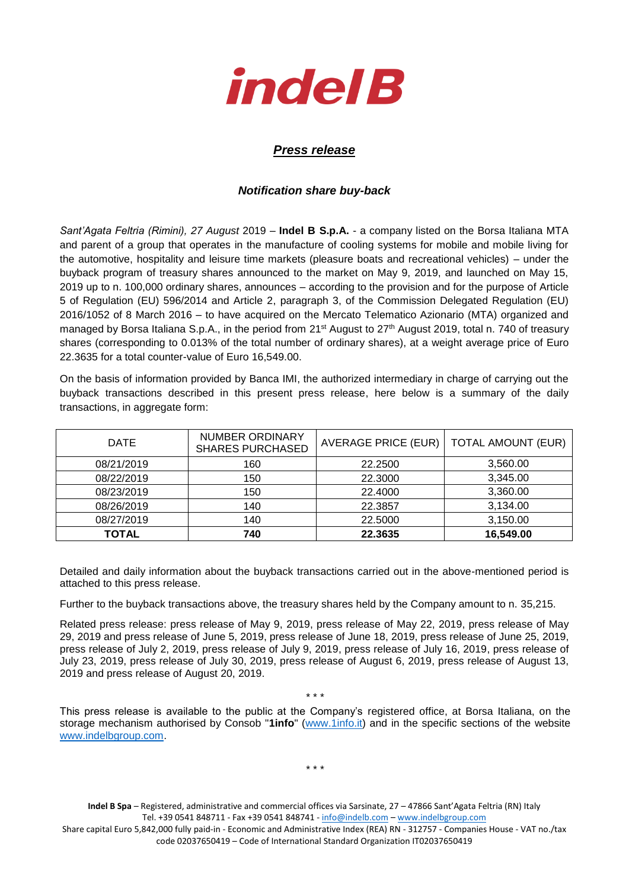**indel B**

# *Press release*

## *Notification share buy-back*

*Sant'Agata Feltria (Rimini), 27 August* 2019 – **Indel B S.p.A.** - a company listed on the Borsa Italiana MTA and parent of a group that operates in the manufacture of cooling systems for mobile and mobile living for the automotive, hospitality and leisure time markets (pleasure boats and recreational vehicles) – under the buyback program of treasury shares announced to the market on May 9, 2019, and launched on May 15, 2019 up to n. 100,000 ordinary shares, announces – according to the provision and for the purpose of Article 5 of Regulation (EU) 596/2014 and Article 2, paragraph 3, of the Commission Delegated Regulation (EU) 2016/1052 of 8 March 2016 – to have acquired on the Mercato Telematico Azionario (MTA) organized and managed by Borsa Italiana S.p.A., in the period from 21st August to 27th August 2019, total n. 740 of treasury shares (corresponding to 0.013% of the total number of ordinary shares), at a weight average price of Euro 22.3635 for a total counter-value of Euro 16,549.00.

On the basis of information provided by Banca IMI, the authorized intermediary in charge of carrying out the buyback transactions described in this present press release, here below is a summary of the daily transactions, in aggregate form:

| DATE | NUMBER ORDINARY SHARES PURCHASED | AVERAGE PRICE (EUR) | TOTAL AMOUNT (EUR) |
|---|---|---|---|
| 08/21/2019 | 160 | 22.2500 | 3,560.00 |
| 08/22/2019 | 150 | 22.3000 | 3,345.00 |
| 08/23/2019 | 150 | 22.4000 | 3,360.00 |
| 08/26/2019 | 140 | 22.3857 | 3,134.00 |
| 08/27/2019 | 140 | 22.5000 | 3,150.00 |
| **TOTAL** | **740** | **22.3635** | **16,549.00** |

Detailed and daily information about the buyback transactions carried out in the above-mentioned period is attached to this press release.

Further to the buyback transactions above, the treasury shares held by the Company amount to n. 35,215.

Related press release: press release of May 9, 2019, press release of May 22, 2019, press release of May 29, 2019 and press release of June 5, 2019, press release of June 18, 2019, press release of June 25, 2019, press release of July 2, 2019, press release of July 9, 2019, press release of July 16, 2019, press release of July 23, 2019, press release of July 30, 2019, press release of August 6, 2019, press release of August 13, 2019 and press release of August 20, 2019.

\* \* \*

This press release is available to the public at the Company's registered office, at Borsa Italiana, on the storage mechanism authorised by Consob "**1info**" (www.1info.it) and in the specific sections of the website www.indelbgroup.com.

\* \* \*

**Indel B Spa** – Registered, administrative and commercial offices via Sarsinate, 27 – 47866 Sant'Agata Feltria (RN) Italy
Tel. +39 0541 848711 - Fax +39 0541 848741 - info@indelb.com – www.indelbgroup.com
Share capital Euro 5,842,000 fully paid-in - Economic and Administrative Index (REA) RN - 312757 - Companies House - VAT no./tax code 02037650419 – Code of International Standard Organization IT02037650419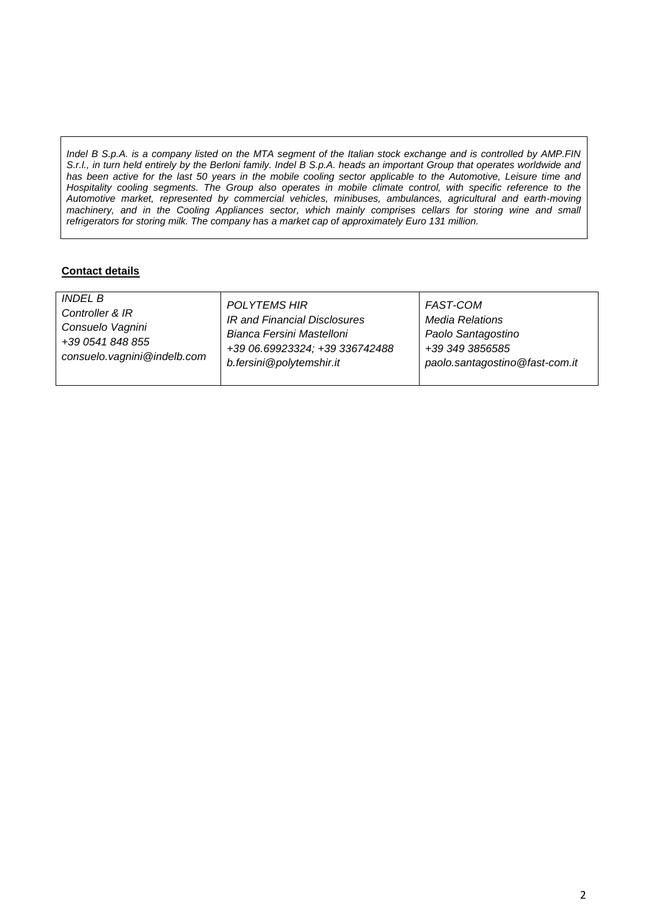*Indel B S.p.A. is a company listed on the MTA segment of the Italian stock exchange and is controlled by AMP.FIN S.r.l., in turn held entirely by the Berloni family. Indel B S.p.A. heads an important Group that operates worldwide and has been active for the last 50 years in the mobile cooling sector applicable to the Automotive, Leisure time and Hospitality cooling segments. The Group also operates in mobile climate control, with specific reference to the Automotive market, represented by commercial vehicles, minibuses, ambulances, agricultural and earth-moving machinery, and in the Cooling Appliances sector, which mainly comprises cellars for storing wine and small refrigerators for storing milk. The company has a market cap of approximately Euro 131 million.*

**Contact details**

| *INDEL B*<br>*Controller & IR*<br>*Consuelo Vagnini*<br>*+39 0541 848 855*<br>*consuelo.vagnini@indelb.com* | *POLYTEMS HIR*<br>*IR and Financial Disclosures*<br>*Bianca Fersini Mastelloni*<br>*+39 06.69923324; +39 336742488*<br>*b.fersini@polytemshir.it* | *FAST-COM*<br>*Media Relations*<br>*Paolo Santagostino*<br>*+39 349 3856585*<br>*paolo.santagostino@fast-com.it* |
|---|---|---|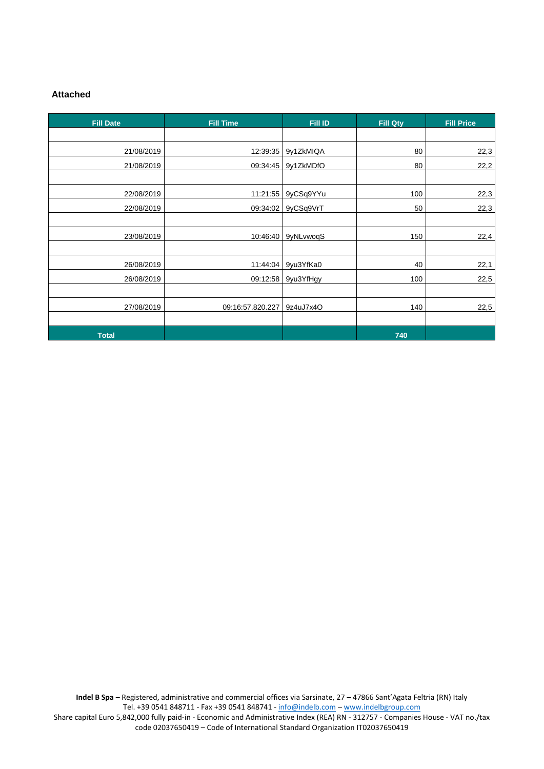**Attached**

| Fill Date | Fill Time | Fill ID | Fill Qty | Fill Price |
|---|---|---|---|---|
| | | | | |
| 21/08/2019 | 12:39:35 | 9y1ZkMIQA | 80 | 22,3 |
| 21/08/2019 | 09:34:45 | 9y1ZkMDfO | 80 | 22,2 |
| | | | | |
| 22/08/2019 | 11:21:55 | 9yCSq9YYu | 100 | 22,3 |
| 22/08/2019 | 09:34:02 | 9yCSq9VrT | 50 | 22,3 |
| | | | | |
| 23/08/2019 | 10:46:40 | 9yNLvwoqS | 150 | 22,4 |
| | | | | |
| 26/08/2019 | 11:44:04 | 9yu3YfKa0 | 40 | 22,1 |
| 26/08/2019 | 09:12:58 | 9yu3YfHgy | 100 | 22,5 |
| | | | | |
| 27/08/2019 | 09:16:57.820.227 | 9z4uJ7x4O | 140 | 22,5 |
| | | | | |
| **Total** | | | **740** | |